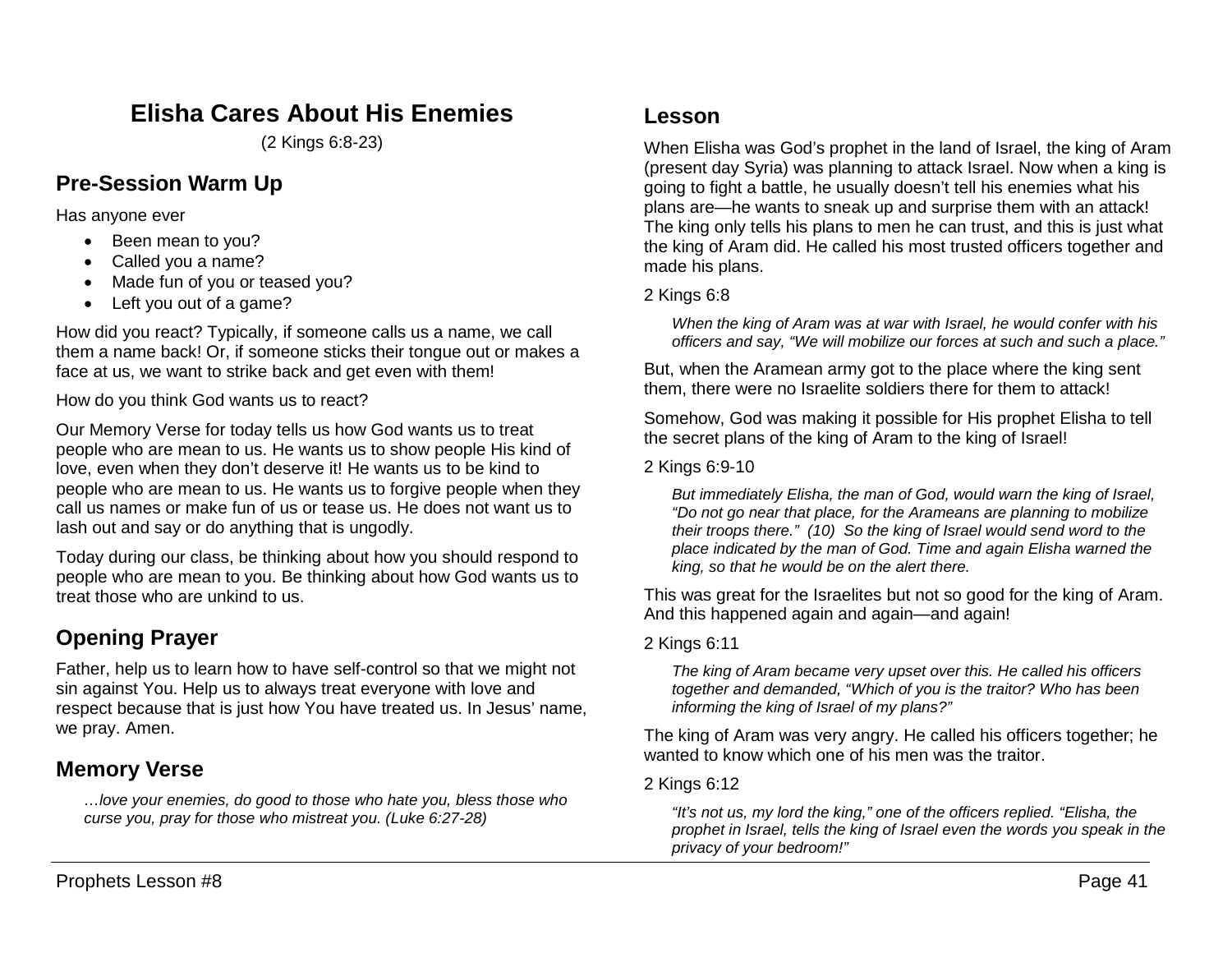# Elisha Cares About His Enemies

(2 Kings 6:8-23)

## Pre-Session Warm Up

Has anyone ever

- Been mean to you?
- Called you a name?
- Made fun of you or teased you?
- Left you out of a game?

How did you react? Typically, if someone calls us a name, we call them a name back! Or, if someone sticks their tongue out or makes a face at us, we want to strike back and get even with them!

How do you think God wants us to react?

Our Memory Verse for today tells us how God wants us to treat people who are mean to us. He wants us to show people His kind of love, even when they don't deserve it! He wants us to be kind to people who are mean to us. He wants us to forgive people when they call us names or make fun of us or tease us. He does not want us to lash out and say or do anything that is ungodly.

Today during our class, be thinking about how you should respond to people who are mean to you. Be thinking about how God wants us to treat those who are unkind to us.

## Opening Prayer

Father, help us to learn how to have self-control so that we might not sin against You. Help us to always treat everyone with love and respect because that is just how You have treated us. In Jesus' name, we pray. Amen.

## Memory Verse

> *…love your enemies, do good to those who hate you, bless those who curse you, pray for those who mistreat you. (Luke 6:27-28)*

## Lesson

When Elisha was God's prophet in the land of Israel, the king of Aram (present day Syria) was planning to attack Israel. Now when a king is going to fight a battle, he usually doesn't tell his enemies what his plans are—he wants to sneak up and surprise them with an attack! The king only tells his plans to men he can trust, and this is just what the king of Aram did. He called his most trusted officers together and made his plans.

2 Kings 6:8

> *When the king of Aram was at war with Israel, he would confer with his officers and say, "We will mobilize our forces at such and such a place."*

But, when the Aramean army got to the place where the king sent them, there were no Israelite soldiers there for them to attack!

Somehow, God was making it possible for His prophet Elisha to tell the secret plans of the king of Aram to the king of Israel!

2 Kings 6:9-10

> *But immediately Elisha, the man of God, would warn the king of Israel, "Do not go near that place, for the Arameans are planning to mobilize their troops there." (10) So the king of Israel would send word to the place indicated by the man of God. Time and again Elisha warned the king, so that he would be on the alert there.*

This was great for the Israelites but not so good for the king of Aram. And this happened again and again—and again!

2 Kings 6:11

> *The king of Aram became very upset over this. He called his officers together and demanded, "Which of you is the traitor? Who has been informing the king of Israel of my plans?"*

The king of Aram was very angry. He called his officers together; he wanted to know which one of his men was the traitor.

2 Kings 6:12

> *"It's not us, my lord the king," one of the officers replied. "Elisha, the prophet in Israel, tells the king of Israel even the words you speak in the privacy of your bedroom!"*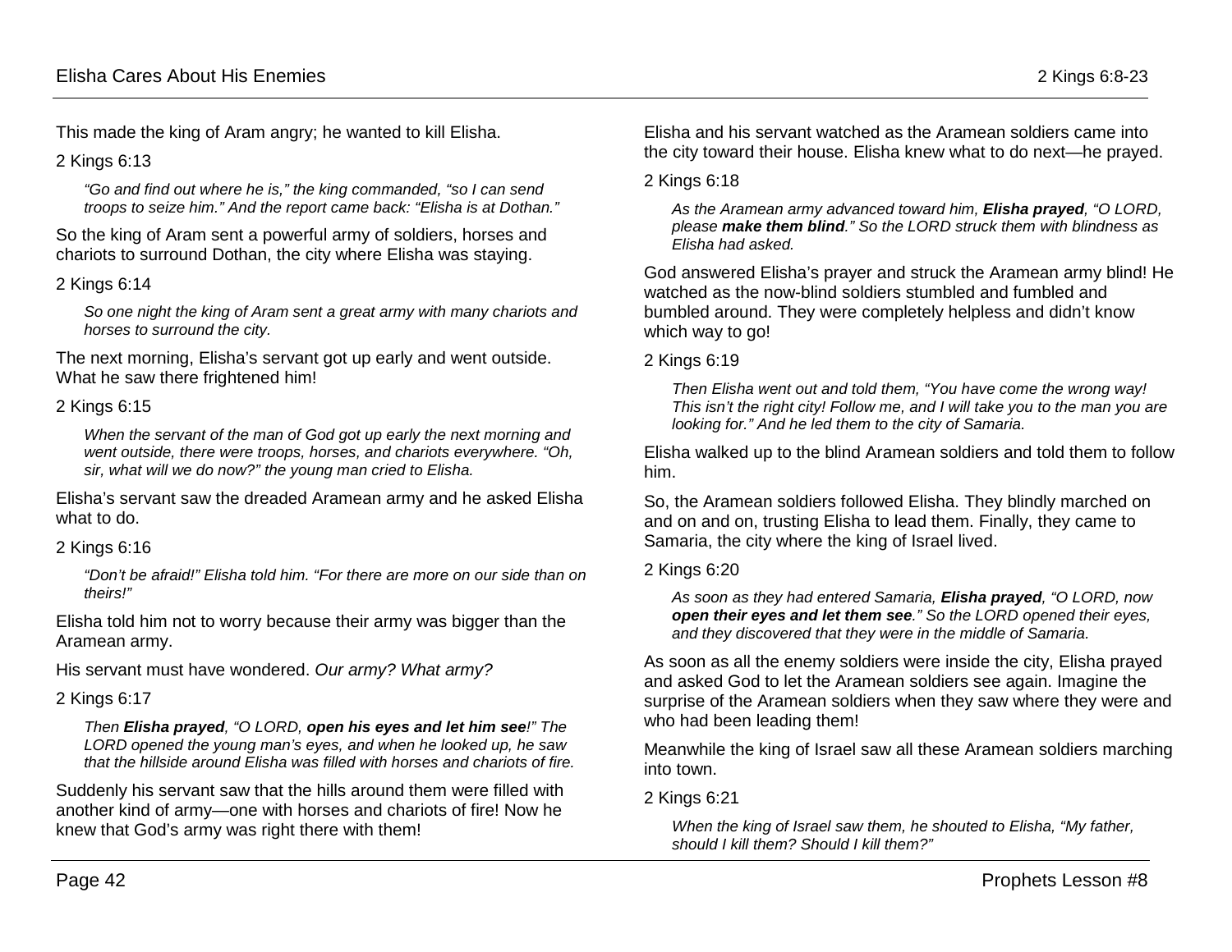This made the king of Aram angry; he wanted to kill Elisha.

2 Kings 6:13

> *"Go and find out where he is," the king commanded, "so I can send troops to seize him." And the report came back: "Elisha is at Dothan."*

So the king of Aram sent a powerful army of soldiers, horses and chariots to surround Dothan, the city where Elisha was staying.

2 Kings 6:14

> *So one night the king of Aram sent a great army with many chariots and horses to surround the city.*

The next morning, Elisha's servant got up early and went outside. What he saw there frightened him!

2 Kings 6:15

> *When the servant of the man of God got up early the next morning and went outside, there were troops, horses, and chariots everywhere. "Oh, sir, what will we do now?" the young man cried to Elisha.*

Elisha's servant saw the dreaded Aramean army and he asked Elisha what to do.

2 Kings 6:16

> *"Don't be afraid!" Elisha told him. "For there are more on our side than on theirs!"*

Elisha told him not to worry because their army was bigger than the Aramean army.

His servant must have wondered. *Our army? What army?*

2 Kings 6:17

> *Then **Elisha prayed**, "O LORD, **open his eyes and let him see**!" The LORD opened the young man's eyes, and when he looked up, he saw that the hillside around Elisha was filled with horses and chariots of fire.*

Suddenly his servant saw that the hills around them were filled with another kind of army—one with horses and chariots of fire! Now he knew that God's army was right there with them!

Elisha and his servant watched as the Aramean soldiers came into the city toward their house. Elisha knew what to do next—he prayed.

2 Kings 6:18

> *As the Aramean army advanced toward him, **Elisha prayed**, "O LORD, please **make them blind**." So the LORD struck them with blindness as Elisha had asked.*

God answered Elisha's prayer and struck the Aramean army blind! He watched as the now-blind soldiers stumbled and fumbled and bumbled around. They were completely helpless and didn't know which way to go!

2 Kings 6:19

> *Then Elisha went out and told them, "You have come the wrong way! This isn't the right city! Follow me, and I will take you to the man you are looking for." And he led them to the city of Samaria.*

Elisha walked up to the blind Aramean soldiers and told them to follow him.

So, the Aramean soldiers followed Elisha. They blindly marched on and on and on, trusting Elisha to lead them. Finally, they came to Samaria, the city where the king of Israel lived.

2 Kings 6:20

> *As soon as they had entered Samaria, **Elisha prayed**, "O LORD, now **open their eyes and let them see**." So the LORD opened their eyes, and they discovered that they were in the middle of Samaria.*

As soon as all the enemy soldiers were inside the city, Elisha prayed and asked God to let the Aramean soldiers see again. Imagine the surprise of the Aramean soldiers when they saw where they were and who had been leading them!

Meanwhile the king of Israel saw all these Aramean soldiers marching into town.

2 Kings 6:21

> *When the king of Israel saw them, he shouted to Elisha, "My father, should I kill them? Should I kill them?"*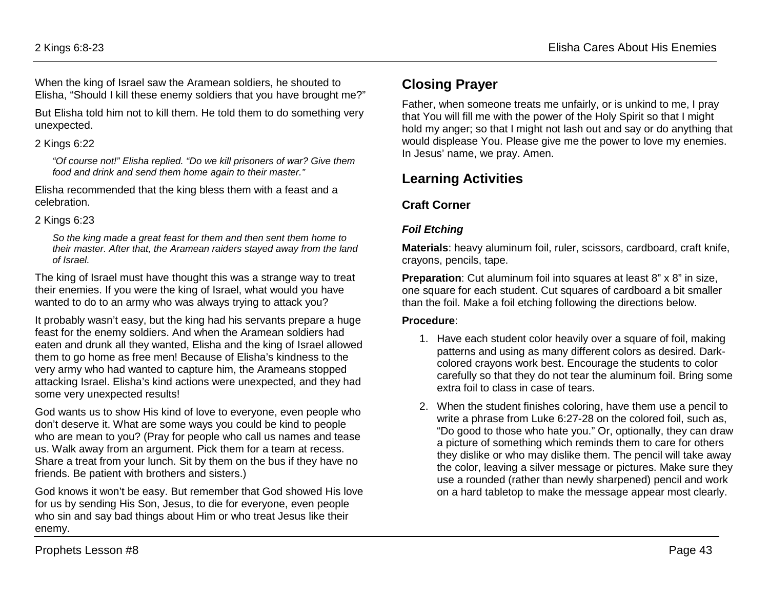When the king of Israel saw the Aramean soldiers, he shouted to Elisha, “Should I kill these enemy soldiers that you have brought me?”

But Elisha told him not to kill them. He told them to do something very unexpected.

2 Kings 6:22

> *“Of course not!” Elisha replied. “Do we kill prisoners of war? Give them food and drink and send them home again to their master.”*

Elisha recommended that the king bless them with a feast and a celebration.

2 Kings 6:23

> *So the king made a great feast for them and then sent them home to their master. After that, the Aramean raiders stayed away from the land of Israel.*

The king of Israel must have thought this was a strange way to treat their enemies. If you were the king of Israel, what would you have wanted to do to an army who was always trying to attack you?

It probably wasn’t easy, but the king had his servants prepare a huge feast for the enemy soldiers. And when the Aramean soldiers had eaten and drunk all they wanted, Elisha and the king of Israel allowed them to go home as free men! Because of Elisha’s kindness to the very army who had wanted to capture him, the Arameans stopped attacking Israel. Elisha’s kind actions were unexpected, and they had some very unexpected results!

God wants us to show His kind of love to everyone, even people who don’t deserve it. What are some ways you could be kind to people who are mean to you? (Pray for people who call us names and tease us. Walk away from an argument. Pick them for a team at recess. Share a treat from your lunch. Sit by them on the bus if they have no friends. Be patient with brothers and sisters.)

God knows it won’t be easy. But remember that God showed His love for us by sending His Son, Jesus, to die for everyone, even people who sin and say bad things about Him or who treat Jesus like their enemy.

## Closing Prayer

Father, when someone treats me unfairly, or is unkind to me, I pray that You will fill me with the power of the Holy Spirit so that I might hold my anger; so that I might not lash out and say or do anything that would displease You. Please give me the power to love my enemies. In Jesus’ name, we pray. Amen.

## Learning Activities

### Craft Corner

#### *Foil Etching*

**Materials**: heavy aluminum foil, ruler, scissors, cardboard, craft knife, crayons, pencils, tape.

**Preparation**: Cut aluminum foil into squares at least 8” x 8” in size, one square for each student. Cut squares of cardboard a bit smaller than the foil. Make a foil etching following the directions below.

**Procedure**:

1. Have each student color heavily over a square of foil, making patterns and using as many different colors as desired. Dark-colored crayons work best. Encourage the students to color carefully so that they do not tear the aluminum foil. Bring some extra foil to class in case of tears.
2. When the student finishes coloring, have them use a pencil to write a phrase from Luke 6:27-28 on the colored foil, such as, “Do good to those who hate you.” Or, optionally, they can draw a picture of something which reminds them to care for others they dislike or who may dislike them. The pencil will take away the color, leaving a silver message or pictures. Make sure they use a rounded (rather than newly sharpened) pencil and work on a hard tabletop to make the message appear most clearly.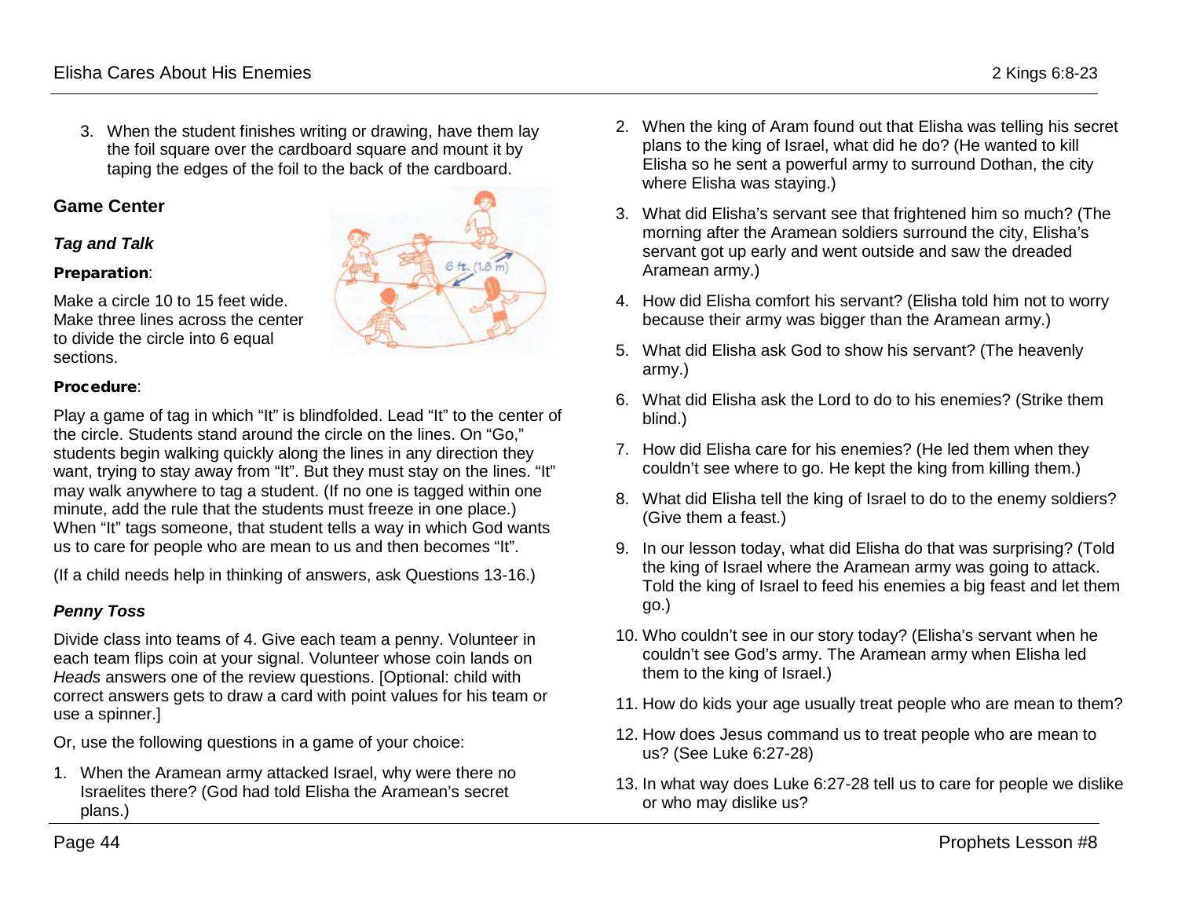3. When the student finishes writing or drawing, have them lay the foil square over the cardboard square and mount it by taping the edges of the foil to the back of the cardboard.

## Game Center

### *Tag and Talk*

**Preparation**:

Make a circle 10 to 15 feet wide. Make three lines across the center to divide the circle into 6 equal sections.

**Procedure**:

Play a game of tag in which "It" is blindfolded. Lead "It" to the center of the circle. Students stand around the circle on the lines. On "Go," students begin walking quickly along the lines in any direction they want, trying to stay away from "It". But they must stay on the lines. "It" may walk anywhere to tag a student. (If no one is tagged within one minute, add the rule that the students must freeze in one place.) When "It" tags someone, that student tells a way in which God wants us to care for people who are mean to us and then becomes "It".

(If a child needs help in thinking of answers, ask Questions 13-16.)

### *Penny Toss*

Divide class into teams of 4. Give each team a penny. Volunteer in each team flips coin at your signal. Volunteer whose coin lands on *Heads* answers one of the review questions. [Optional: child with correct answers gets to draw a card with point values for his team or use a spinner.]

Or, use the following questions in a game of your choice:

1. When the Aramean army attacked Israel, why were there no Israelites there? (God had told Elisha the Aramean's secret plans.)
2. When the king of Aram found out that Elisha was telling his secret plans to the king of Israel, what did he do? (He wanted to kill Elisha so he sent a powerful army to surround Dothan, the city where Elisha was staying.)
3. What did Elisha's servant see that frightened him so much? (The morning after the Aramean soldiers surround the city, Elisha's servant got up early and went outside and saw the dreaded Aramean army.)
4. How did Elisha comfort his servant? (Elisha told him not to worry because their army was bigger than the Aramean army.)
5. What did Elisha ask God to show his servant? (The heavenly army.)
6. What did Elisha ask the Lord to do to his enemies? (Strike them blind.)
7. How did Elisha care for his enemies? (He led them when they couldn't see where to go. He kept the king from killing them.)
8. What did Elisha tell the king of Israel to do to the enemy soldiers? (Give them a feast.)
9. In our lesson today, what did Elisha do that was surprising? (Told the king of Israel where the Aramean army was going to attack. Told the king of Israel to feed his enemies a big feast and let them go.)
10. Who couldn't see in our story today? (Elisha's servant when he couldn't see God's army. The Aramean army when Elisha led them to the king of Israel.)
11. How do kids your age usually treat people who are mean to them?
12. How does Jesus command us to treat people who are mean to us? (See Luke 6:27-28)
13. In what way does Luke 6:27-28 tell us to care for people we dislike or who may dislike us?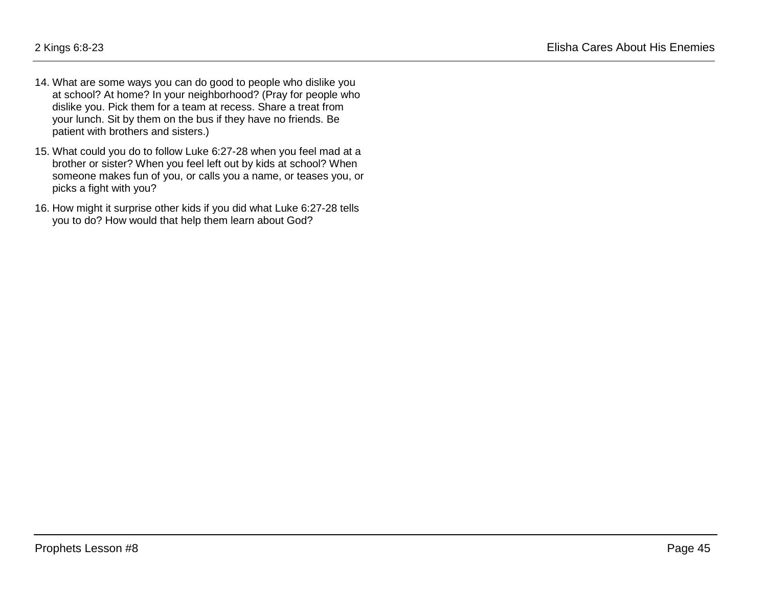14. What are some ways you can do good to people who dislike you at school? At home? In your neighborhood? (Pray for people who dislike you. Pick them for a team at recess. Share a treat from your lunch. Sit by them on the bus if they have no friends. Be patient with brothers and sisters.)
15. What could you do to follow Luke 6:27-28 when you feel mad at a brother or sister? When you feel left out by kids at school? When someone makes fun of you, or calls you a name, or teases you, or picks a fight with you?
16. How might it surprise other kids if you did what Luke 6:27-28 tells you to do? How would that help them learn about God?